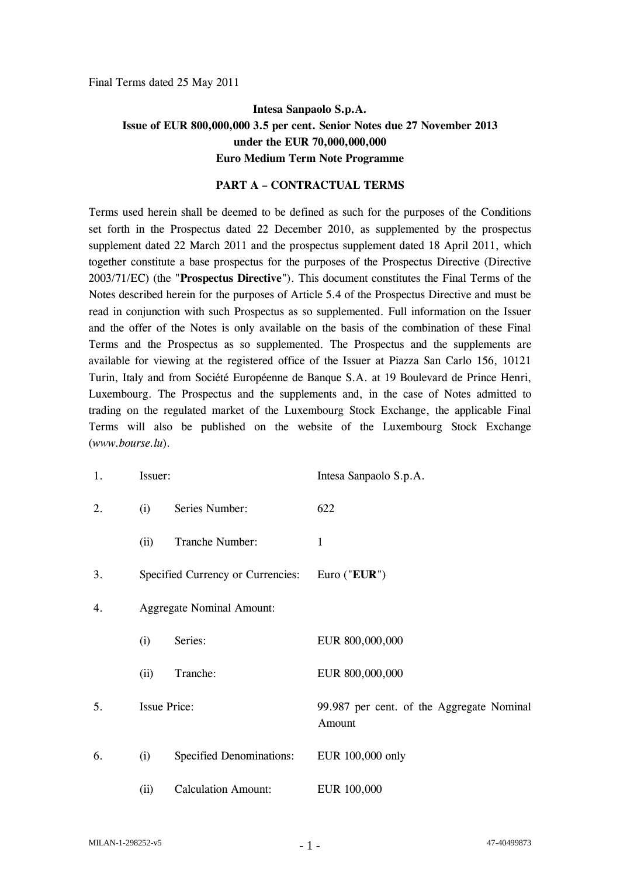Final Terms dated 25 May 2011

**Intesa Sanpaolo S.p.A.**
**Issue of EUR 800,000,000 3.5 per cent. Senior Notes due 27 November 2013**
**under the EUR 70,000,000,000**
**Euro Medium Term Note Programme**

**PART A – CONTRACTUAL TERMS**

Terms used herein shall be deemed to be defined as such for the purposes of the Conditions set forth in the Prospectus dated 22 December 2010, as supplemented by the prospectus supplement dated 22 March 2011 and the prospectus supplement dated 18 April 2011, which together constitute a base prospectus for the purposes of the Prospectus Directive (Directive 2003/71/EC) (the "**Prospectus Directive**"). This document constitutes the Final Terms of the Notes described herein for the purposes of Article 5.4 of the Prospectus Directive and must be read in conjunction with such Prospectus as so supplemented. Full information on the Issuer and the offer of the Notes is only available on the basis of the combination of these Final Terms and the Prospectus as so supplemented. The Prospectus and the supplements are available for viewing at the registered office of the Issuer at Piazza San Carlo 156, 10121 Turin, Italy and from Société Européenne de Banque S.A. at 19 Boulevard de Prince Henri, Luxembourg. The Prospectus and the supplements and, in the case of Notes admitted to trading on the regulated market of the Luxembourg Stock Exchange, the applicable Final Terms will also be published on the website of the Luxembourg Stock Exchange (*www.bourse.lu*).

| | | | |
|---|---|---|---|
| 1. | Issuer: | | Intesa Sanpaolo S.p.A. |
| 2. | (i) | Series Number: | 622 |
| | (ii) | Tranche Number: | 1 |
| 3. | Specified Currency or Currencies: | | Euro ("**EUR**") |
| 4. | Aggregate Nominal Amount: | | |
| | (i) | Series: | EUR 800,000,000 |
| | (ii) | Tranche: | EUR 800,000,000 |
| 5. | Issue Price: | | 99.987 per cent. of the Aggregate Nominal Amount |
| 6. | (i) | Specified Denominations: | EUR 100,000 only |
| | (ii) | Calculation Amount: | EUR 100,000 |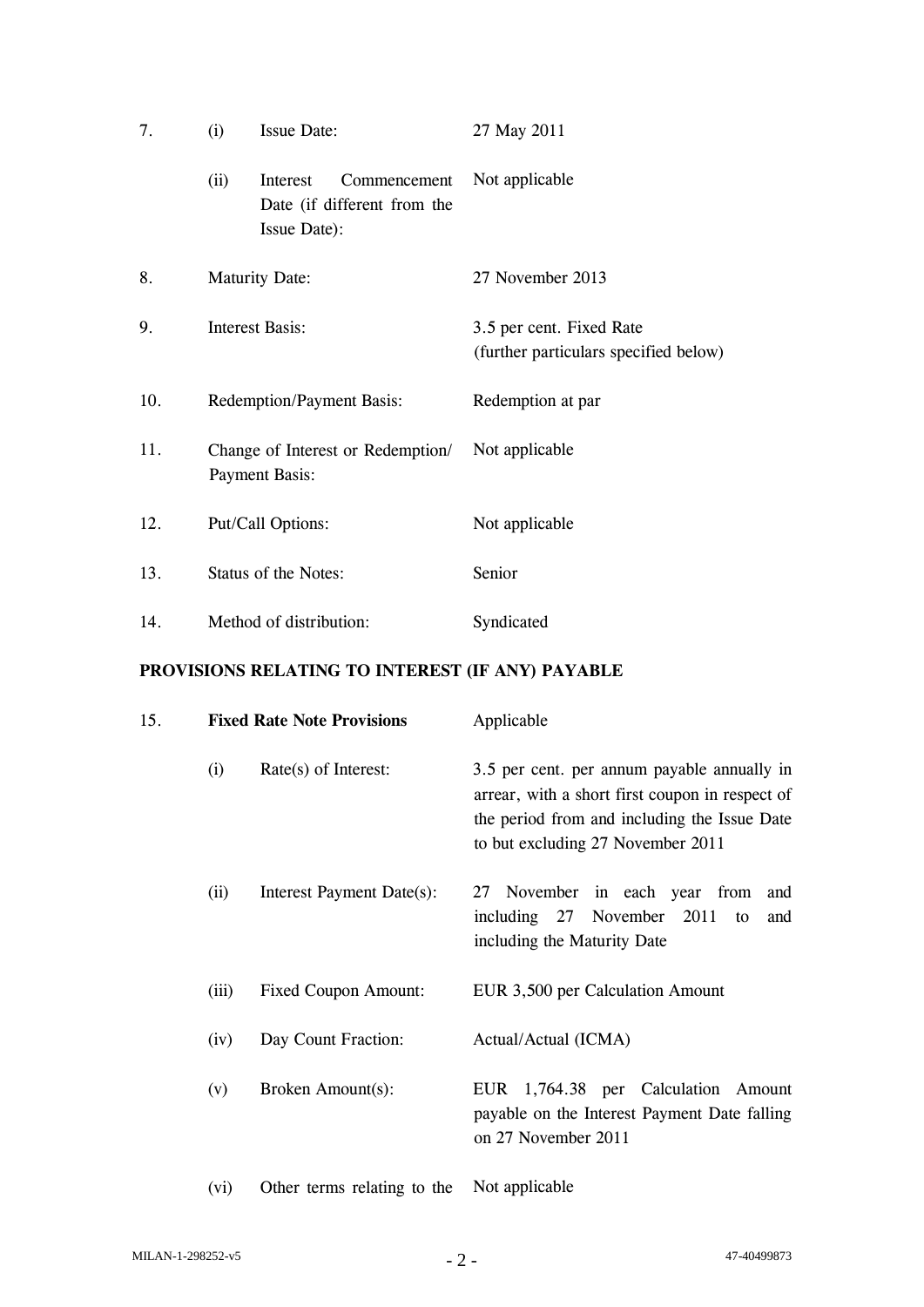| | | | |
|---|---|---|---|
| 7. | (i) | Issue Date: | 27 May 2011 |
| | (ii) | Interest Commencement Date (if different from the Issue Date): | Not applicable |
| 8. | | Maturity Date: | 27 November 2013 |
| 9. | | Interest Basis: | 3.5 per cent. Fixed Rate (further particulars specified below) |
| 10. | | Redemption/Payment Basis: | Redemption at par |
| 11. | | Change of Interest or Redemption/ Payment Basis: | Not applicable |
| 12. | | Put/Call Options: | Not applicable |
| 13. | | Status of the Notes: | Senior |
| 14. | | Method of distribution: | Syndicated |

**PROVISIONS RELATING TO INTEREST (IF ANY) PAYABLE**

| | | | |
|---|---|---|---|
| 15. | | **Fixed Rate Note Provisions** | Applicable |
| | (i) | Rate(s) of Interest: | 3.5 per cent. per annum payable annually in arrear, with a short first coupon in respect of the period from and including the Issue Date to but excluding 27 November 2011 |
| | (ii) | Interest Payment Date(s): | 27 November in each year from and including 27 November 2011 to and including the Maturity Date |
| | (iii) | Fixed Coupon Amount: | EUR 3,500 per Calculation Amount |
| | (iv) | Day Count Fraction: | Actual/Actual (ICMA) |
| | (v) | Broken Amount(s): | EUR 1,764.38 per Calculation Amount payable on the Interest Payment Date falling on 27 November 2011 |
| | (vi) | Other terms relating to the | Not applicable |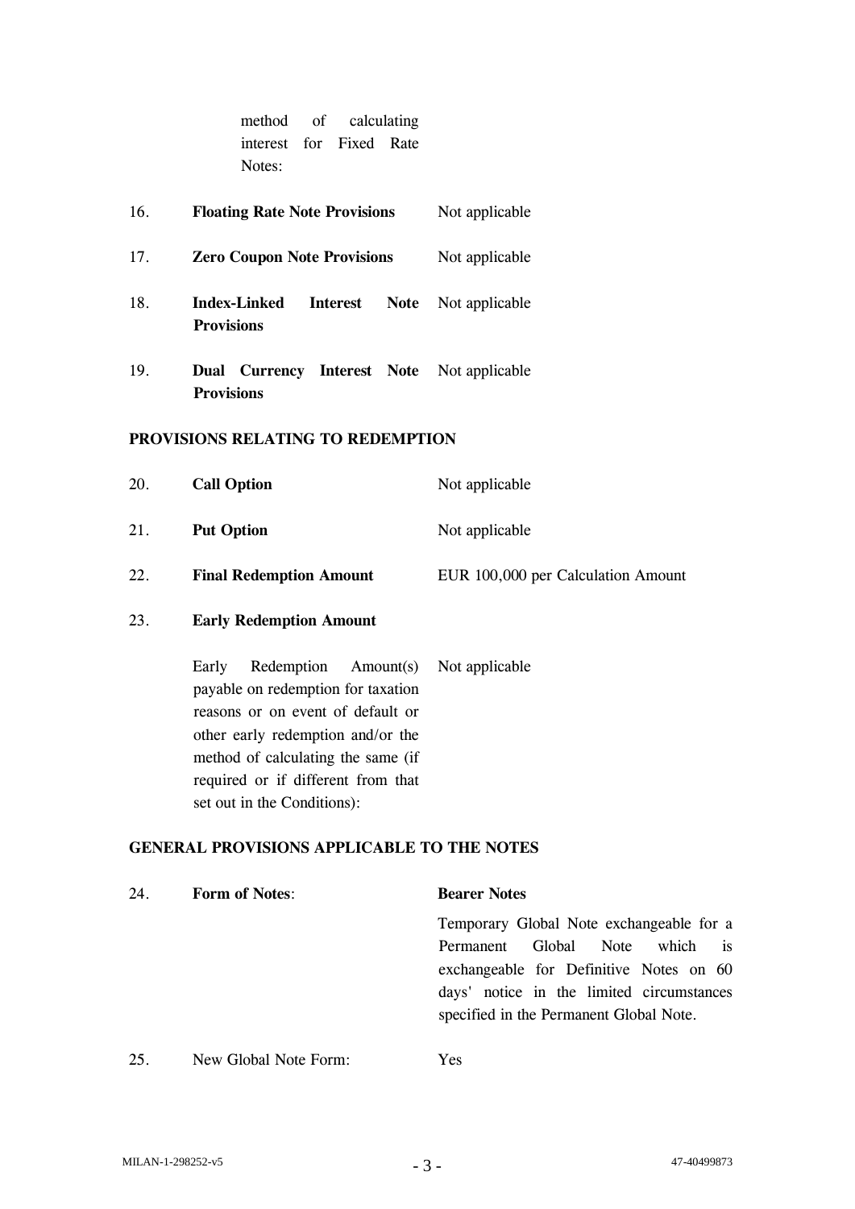| | | |
|---|---|---|
| | method of calculating interest for Fixed Rate Notes: | |
| 16. | **Floating Rate Note Provisions** | Not applicable |
| 17. | **Zero Coupon Note Provisions** | Not applicable |
| 18. | **Index-Linked Interest Note Provisions** | Not applicable |
| 19. | **Dual Currency Interest Note Provisions** | Not applicable |

**PROVISIONS RELATING TO REDEMPTION**

| | | |
|---|---|---|
| 20. | **Call Option** | Not applicable |
| 21. | **Put Option** | Not applicable |
| 22. | **Final Redemption Amount** | EUR 100,000 per Calculation Amount |
| 23. | **Early Redemption Amount** | |
| | Early Redemption Amount(s) payable on redemption for taxation reasons or on event of default or other early redemption and/or the method of calculating the same (if required or if different from that set out in the Conditions): | Not applicable |

**GENERAL PROVISIONS APPLICABLE TO THE NOTES**

| | | |
|---|---|---|
| 24. | **Form of Notes**: | **Bearer Notes**<br><br>Temporary Global Note exchangeable for a Permanent Global Note which is exchangeable for Definitive Notes on 60 days' notice in the limited circumstances specified in the Permanent Global Note. |
| 25. | New Global Note Form: | Yes |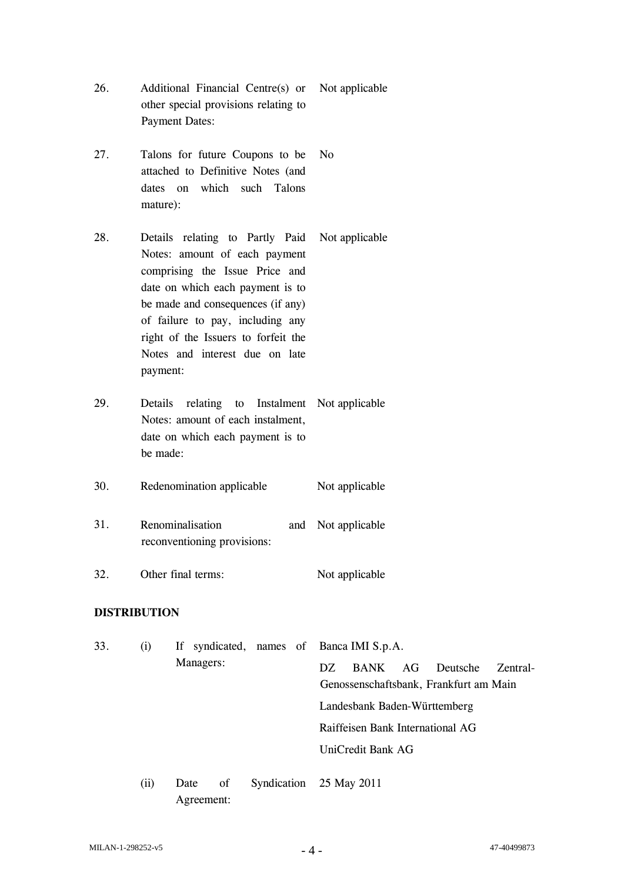| | | |
|---|---|---|
| 26. | Additional Financial Centre(s) or other special provisions relating to Payment Dates: | Not applicable |
| 27. | Talons for future Coupons to be attached to Definitive Notes (and dates on which such Talons mature): | No |
| 28. | Details relating to Partly Paid Notes: amount of each payment comprising the Issue Price and date on which each payment is to be made and consequences (if any) of failure to pay, including any right of the Issuers to forfeit the Notes and interest due on late payment: | Not applicable |
| 29. | Details relating to Instalment Notes: amount of each instalment, date on which each payment is to be made: | Not applicable |
| 30. | Redenomination applicable | Not applicable |
| 31. | Renominalisation and reconventioning provisions: | Not applicable |
| 32. | Other final terms: | Not applicable |

**DISTRIBUTION**

| | | | |
|---|---|---|---|
| 33. | (i) | If syndicated, names of Managers: | Banca IMI S.p.A.<br>DZ BANK AG Deutsche Zentral-Genossenschaftsbank, Frankfurt am Main<br>Landesbank Baden-Württemberg<br>Raiffeisen Bank International AG<br>UniCredit Bank AG |
| | (ii) | Date of Syndication Agreement: | 25 May 2011 |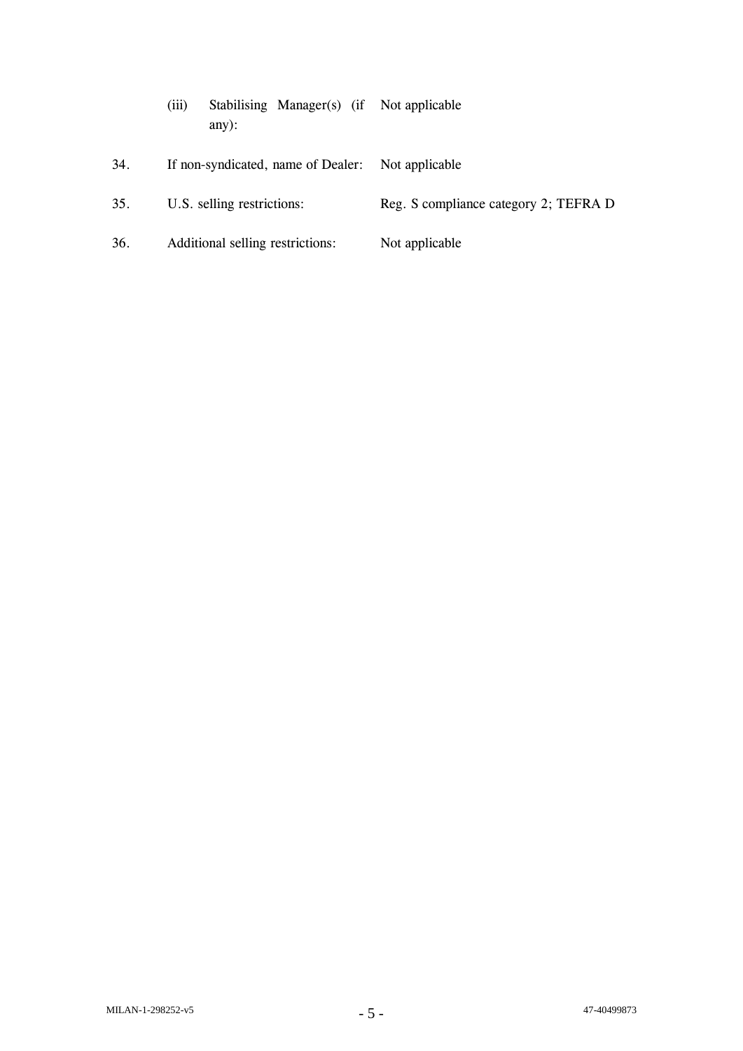|  |  |  |
|---|---|---|
|  | (iii) Stabilising Manager(s) (if any): | Not applicable |
| 34. | If non-syndicated, name of Dealer: | Not applicable |
| 35. | U.S. selling restrictions: | Reg. S compliance category 2; TEFRA D |
| 36. | Additional selling restrictions: | Not applicable |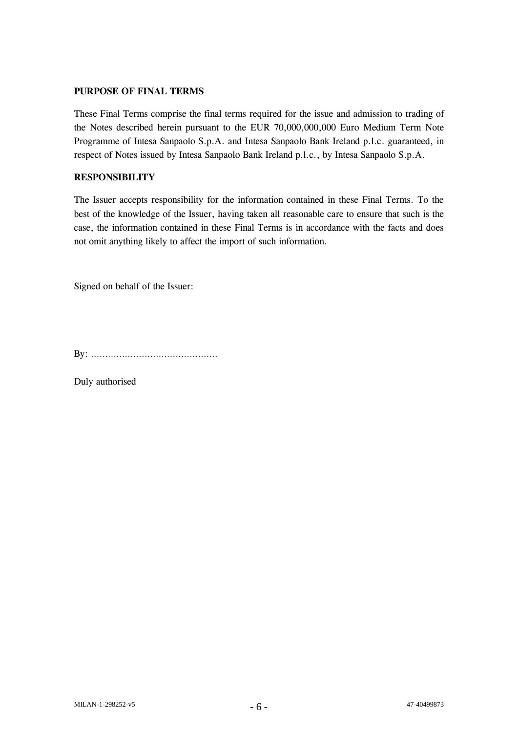**PURPOSE OF FINAL TERMS**

These Final Terms comprise the final terms required for the issue and admission to trading of the Notes described herein pursuant to the EUR 70,000,000,000 Euro Medium Term Note Programme of Intesa Sanpaolo S.p.A. and Intesa Sanpaolo Bank Ireland p.l.c. guaranteed, in respect of Notes issued by Intesa Sanpaolo Bank Ireland p.l.c., by Intesa Sanpaolo S.p.A.

**RESPONSIBILITY**

The Issuer accepts responsibility for the information contained in these Final Terms. To the best of the knowledge of the Issuer, having taken all reasonable care to ensure that such is the case, the information contained in these Final Terms is in accordance with the facts and does not omit anything likely to affect the import of such information.

Signed on behalf of the Issuer:

By: ............................................

Duly authorised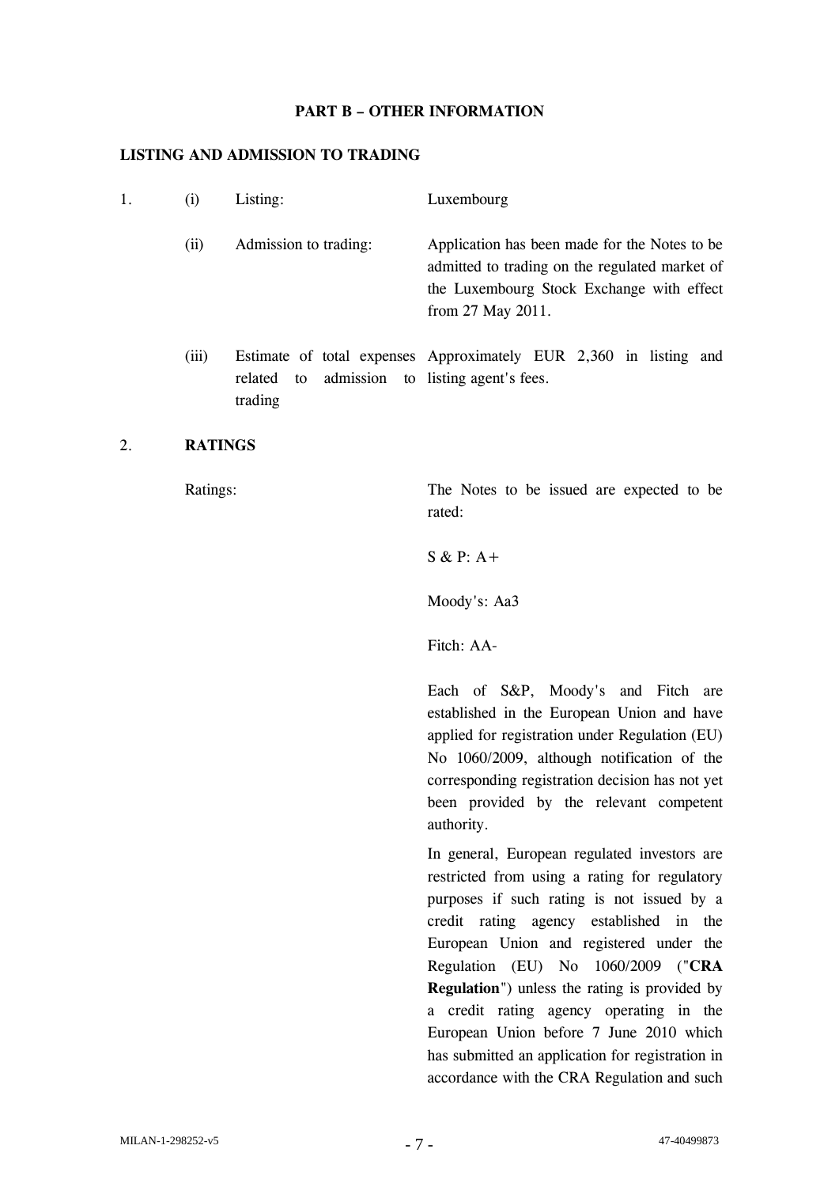## PART B – OTHER INFORMATION

### LISTING AND ADMISSION TO TRADING

| | | | |
|---|---|---|---|
| 1. | (i) | Listing: | Luxembourg |
| | (ii) | Admission to trading: | Application has been made for the Notes to be admitted to trading on the regulated market of the Luxembourg Stock Exchange with effect from 27 May 2011. |
| | (iii) | Estimate of total expenses related to admission to trading | Approximately EUR 2,360 in listing and listing agent's fees. |

2. **RATINGS**

Ratings:

The Notes to be issued are expected to be rated:

S & P: A+

Moody's: Aa3

Fitch: AA-

Each of S&P, Moody's and Fitch are established in the European Union and have applied for registration under Regulation (EU) No 1060/2009, although notification of the corresponding registration decision has not yet been provided by the relevant competent authority.

In general, European regulated investors are restricted from using a rating for regulatory purposes if such rating is not issued by a credit rating agency established in the European Union and registered under the Regulation (EU) No 1060/2009 ("**CRA Regulation**") unless the rating is provided by a credit rating agency operating in the European Union before 7 June 2010 which has submitted an application for registration in accordance with the CRA Regulation and such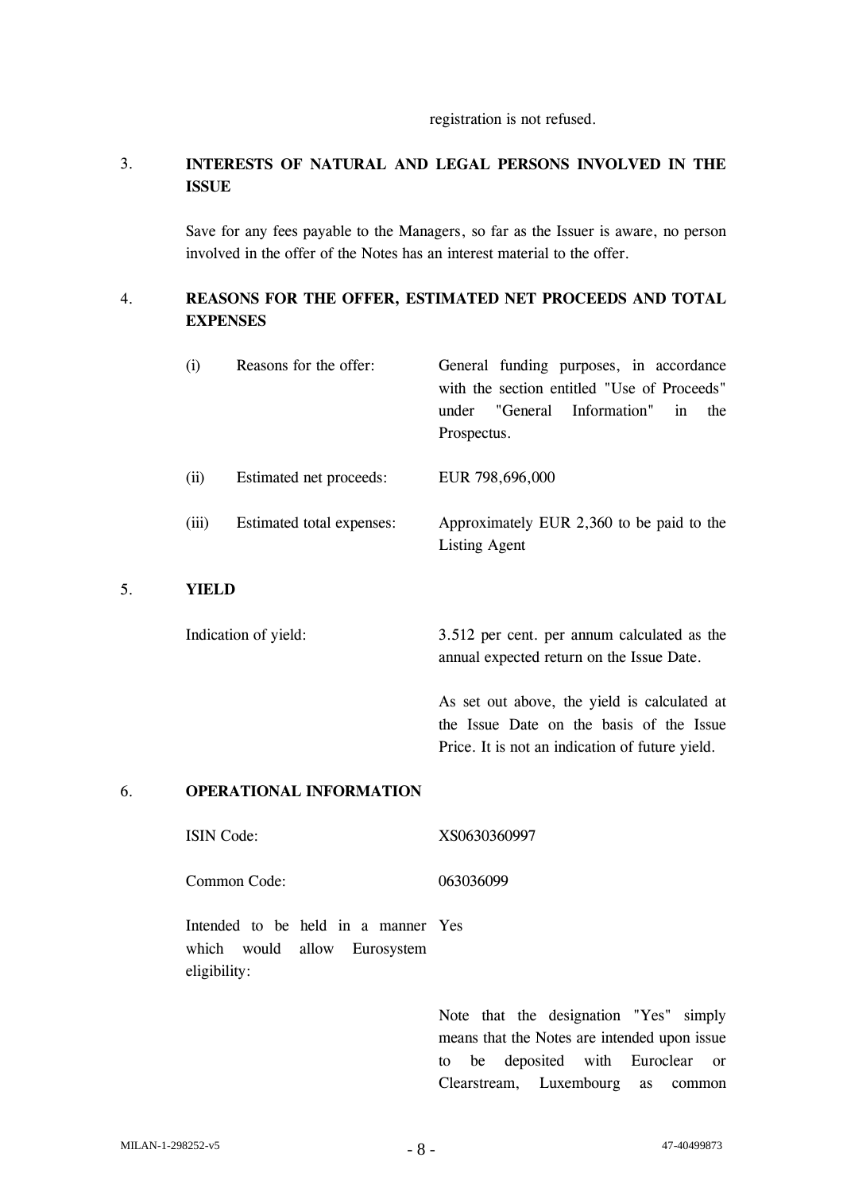registration is not refused.

## 3. INTERESTS OF NATURAL AND LEGAL PERSONS INVOLVED IN THE ISSUE

Save for any fees payable to the Managers, so far as the Issuer is aware, no person involved in the offer of the Notes has an interest material to the offer.

## 4. REASONS FOR THE OFFER, ESTIMATED NET PROCEEDS AND TOTAL EXPENSES

| | | |
|---|---|---|
| (i) | Reasons for the offer: | General funding purposes, in accordance with the section entitled "Use of Proceeds" under "General Information" in the Prospectus. |
| (ii) | Estimated net proceeds: | EUR 798,696,000 |
| (iii) | Estimated total expenses: | Approximately EUR 2,360 to be paid to the Listing Agent |

## 5. YIELD

| | |
|---|---|
| Indication of yield: | 3.512 per cent. per annum calculated as the annual expected return on the Issue Date.<br><br>As set out above, the yield is calculated at the Issue Date on the basis of the Issue Price. It is not an indication of future yield. |

## 6. OPERATIONAL INFORMATION

| | |
|---|---|
| ISIN Code: | XS0630360997 |
| Common Code: | 063036099 |
| Intended to be held in a manner which would allow Eurosystem eligibility: | Yes<br><br>Note that the designation "Yes" simply means that the Notes are intended upon issue to be deposited with Euroclear or Clearstream, Luxembourg as common |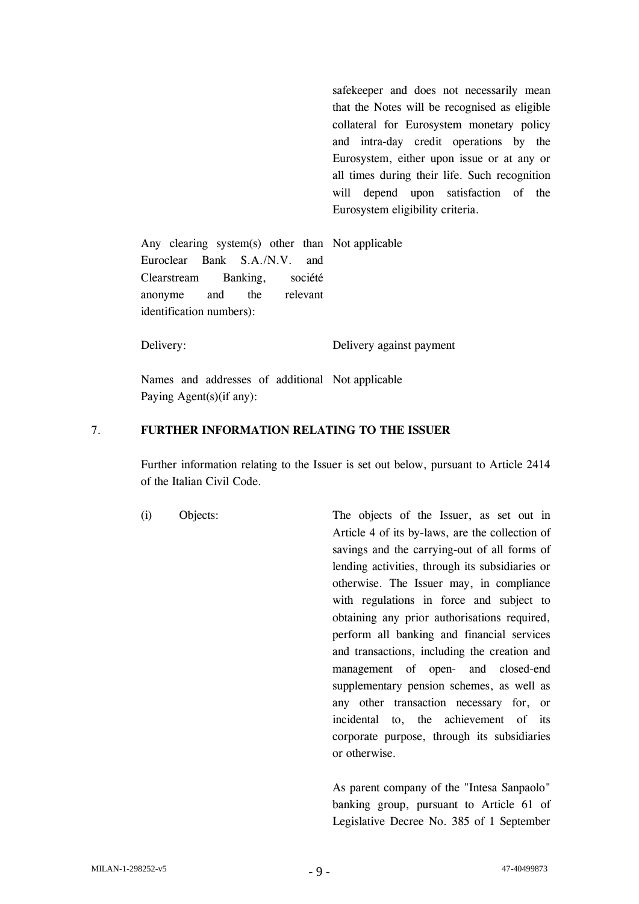safekeeper and does not necessarily mean that the Notes will be recognised as eligible collateral for Eurosystem monetary policy and intra-day credit operations by the Eurosystem, either upon issue or at any or all times during their life. Such recognition will depend upon satisfaction of the Eurosystem eligibility criteria.

| | |
|---|---|
| Any clearing system(s) other than Euroclear Bank S.A./N.V. and Clearstream Banking, société anonyme and the relevant identification numbers): | Not applicable |
| Delivery: | Delivery against payment |
| Names and addresses of additional Paying Agent(s)(if any): | Not applicable |

## 7. FURTHER INFORMATION RELATING TO THE ISSUER

Further information relating to the Issuer is set out below, pursuant to Article 2414 of the Italian Civil Code.

| | |
|---|---|
| (i) Objects: | The objects of the Issuer, as set out in Article 4 of its by-laws, are the collection of savings and the carrying-out of all forms of lending activities, through its subsidiaries or otherwise. The Issuer may, in compliance with regulations in force and subject to obtaining any prior authorisations required, perform all banking and financial services and transactions, including the creation and management of open- and closed-end supplementary pension schemes, as well as any other transaction necessary for, or incidental to, the achievement of its corporate purpose, through its subsidiaries or otherwise.<br><br>As parent company of the "Intesa Sanpaolo" banking group, pursuant to Article 61 of Legislative Decree No. 385 of 1 September |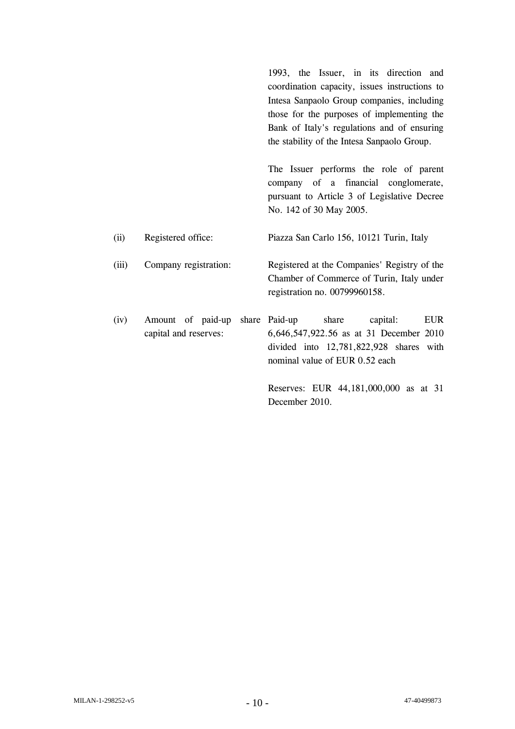| | | |
|---|---|---|
| | | 1993, the Issuer, in its direction and coordination capacity, issues instructions to Intesa Sanpaolo Group companies, including those for the purposes of implementing the Bank of Italy's regulations and of ensuring the stability of the Intesa Sanpaolo Group.<br><br>The Issuer performs the role of parent company of a financial conglomerate, pursuant to Article 3 of Legislative Decree No. 142 of 30 May 2005. |
| (ii) | Registered office: | Piazza San Carlo 156, 10121 Turin, Italy |
| (iii) | Company registration: | Registered at the Companies' Registry of the Chamber of Commerce of Turin, Italy under registration no. 00799960158. |
| (iv) | Amount of paid-up share capital and reserves: | Paid-up share capital: EUR 6,646,547,922.56 as at 31 December 2010 divided into 12,781,822,928 shares with nominal value of EUR 0.52 each<br><br>Reserves: EUR 44,181,000,000 as at 31 December 2010. |